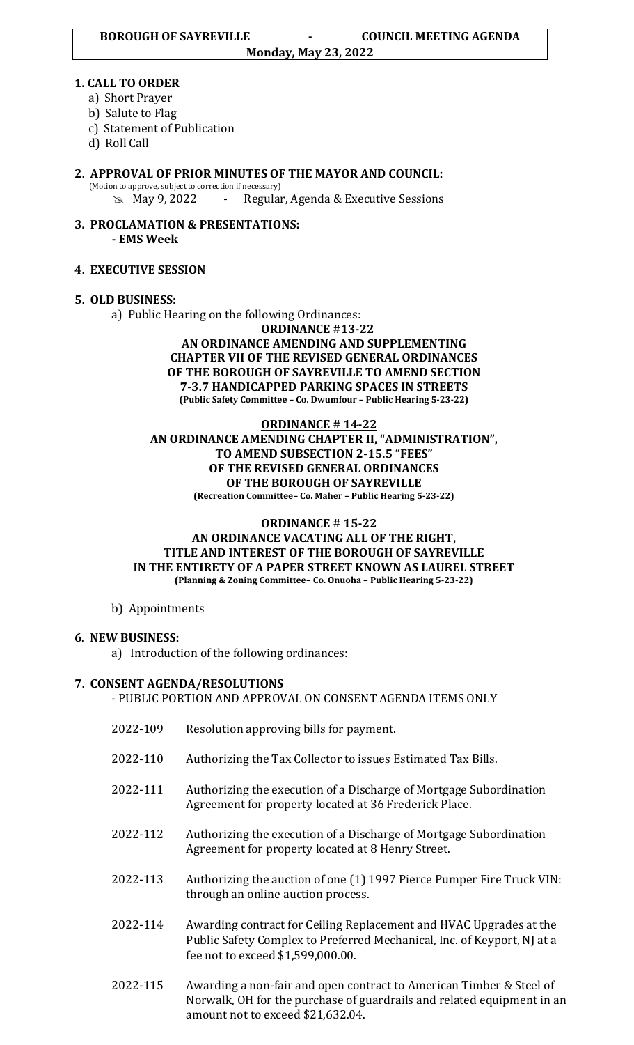# BOROUGH OF SAYREVILLE - COUNCIL MEETING AGENDA
## Monday, May 23, 2022

**1. CALL TO ORDER**

a) Short Prayer
b) Salute to Flag
c) Statement of Publication
d) Roll Call

**2. APPROVAL OF PRIOR MINUTES OF THE MAYOR AND COUNCIL:**
(Motion to approve, subject to correction if necessary)

- May 9, 2022 - Regular, Agenda & Executive Sessions

**3. PROCLAMATION & PRESENTATIONS:**
**- EMS Week**

**4. EXECUTIVE SESSION**

**5. OLD BUSINESS:**

a) Public Hearing on the following Ordinances:

**ORDINANCE #13-22**
**AN ORDINANCE AMENDING AND SUPPLEMENTING CHAPTER VII OF THE REVISED GENERAL ORDINANCES OF THE BOROUGH OF SAYREVILLE TO AMEND SECTION 7-3.7 HANDICAPPED PARKING SPACES IN STREETS**
**(Public Safety Committee – Co. Dwumfour – Public Hearing 5-23-22)**

**ORDINANCE # 14-22**
**AN ORDINANCE AMENDING CHAPTER II, "ADMINISTRATION", TO AMEND SUBSECTION 2-15.5 "FEES" OF THE REVISED GENERAL ORDINANCES OF THE BOROUGH OF SAYREVILLE**
**(Recreation Committee– Co. Maher – Public Hearing 5-23-22)**

**ORDINANCE # 15-22**
**AN ORDINANCE VACATING ALL OF THE RIGHT, TITLE AND INTEREST OF THE BOROUGH OF SAYREVILLE IN THE ENTIRETY OF A PAPER STREET KNOWN AS LAUREL STREET**
**(Planning & Zoning Committee– Co. Onuoha – Public Hearing 5-23-22)**

b) Appointments

**6. NEW BUSINESS:**

a) Introduction of the following ordinances:

**7. CONSENT AGENDA/RESOLUTIONS**
- PUBLIC PORTION AND APPROVAL ON CONSENT AGENDA ITEMS ONLY

| | |
|---|---|
| 2022-109 | Resolution approving bills for payment. |
| 2022-110 | Authorizing the Tax Collector to issues Estimated Tax Bills. |
| 2022-111 | Authorizing the execution of a Discharge of Mortgage Subordination Agreement for property located at 36 Frederick Place. |
| 2022-112 | Authorizing the execution of a Discharge of Mortgage Subordination Agreement for property located at 8 Henry Street. |
| 2022-113 | Authorizing the auction of one (1) 1997 Pierce Pumper Fire Truck VIN: through an online auction process. |
| 2022-114 | Awarding contract for Ceiling Replacement and HVAC Upgrades at the Public Safety Complex to Preferred Mechanical, Inc. of Keyport, NJ at a fee not to exceed $1,599,000.00. |
| 2022-115 | Awarding a non-fair and open contract to American Timber & Steel of Norwalk, OH for the purchase of guardrails and related equipment in an amount not to exceed $21,632.04. |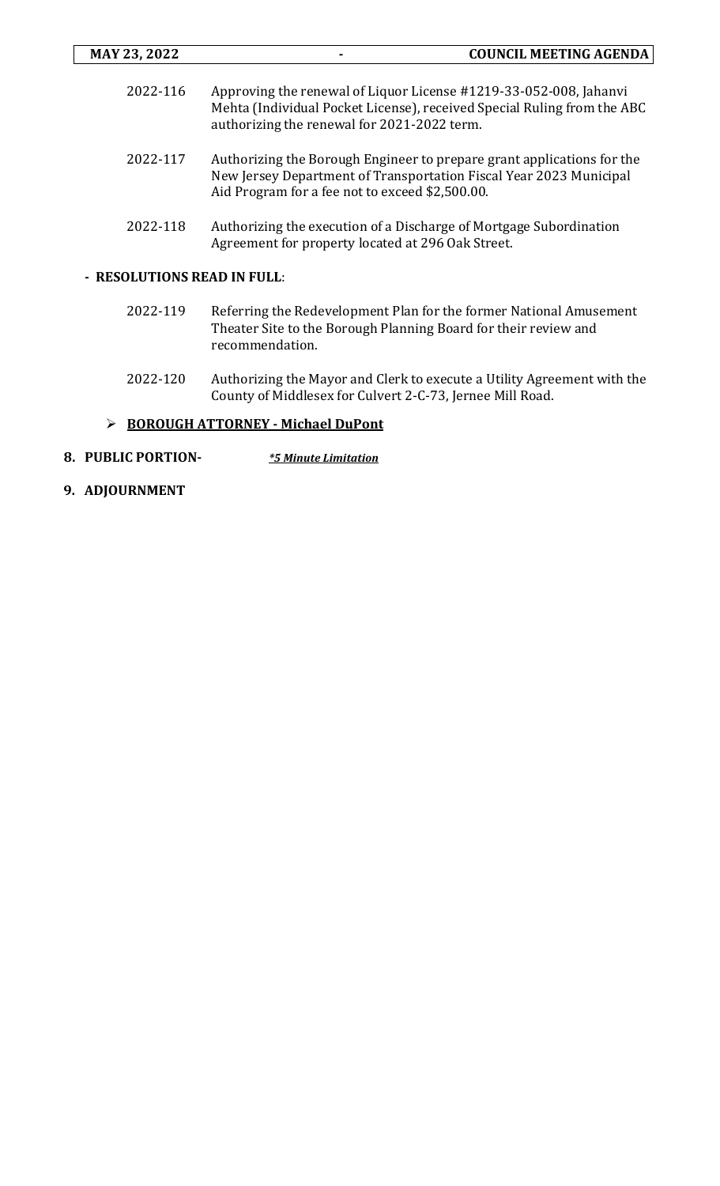2022-116 Approving the renewal of Liquor License #1219-33-052-008, Jahanvi Mehta (Individual Pocket License), received Special Ruling from the ABC authorizing the renewal for 2021-2022 term.

2022-117 Authorizing the Borough Engineer to prepare grant applications for the New Jersey Department of Transportation Fiscal Year 2023 Municipal Aid Program for a fee not to exceed $2,500.00.

2022-118 Authorizing the execution of a Discharge of Mortgage Subordination Agreement for property located at 296 Oak Street.

**- RESOLUTIONS READ IN FULL**:

2022-119 Referring the Redevelopment Plan for the former National Amusement Theater Site to the Borough Planning Board for their review and recommendation.

2022-120 Authorizing the Mayor and Clerk to execute a Utility Agreement with the County of Middlesex for Culvert 2-C-73, Jernee Mill Road.

- **BOROUGH ATTORNEY - Michael DuPont**

**8. PUBLIC PORTION-** ***5 Minute Limitation***

**9. ADJOURNMENT**